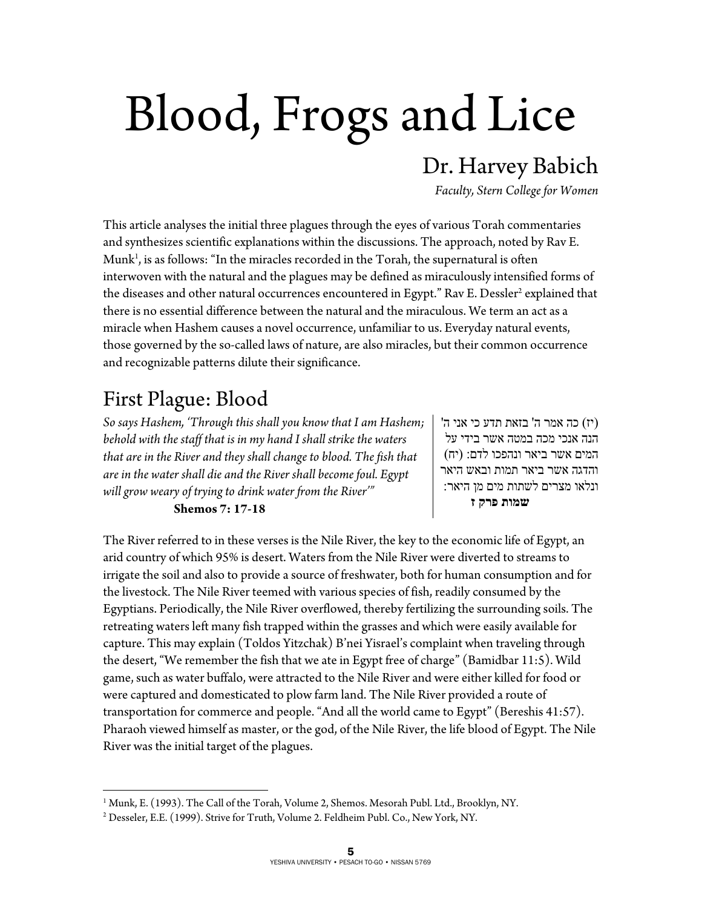# Blood, Frogs and Lice

## Dr. Harvey Babich

*Faculty, Stern College for Women*

This article analyses the initial three plagues through the eyes of various Torah commentaries and synthesizes scientific explanations within the discussions. The approach, noted by Rav E. Munk[1], is as follows: "In the miracles recorded in the Torah, the supernatural is often interwoven with the natural and the plagues may be defined as miraculously intensified forms of the diseases and other natural occurrences encountered in Egypt." Rav E. Dessler[2] explained that there is no essential difference between the natural and the miraculous. We term an act as a miracle when Hashem causes a novel occurrence, unfamiliar to us. Everyday natural events, those governed by the so-called laws of nature, are also miracles, but their common occurrence and recognizable patterns dilute their significance.

## First Plague: Blood

*So says Hashem, 'Through this shall you know that I am Hashem; behold with the staff that is in my hand I shall strike the waters that are in the River and they shall change to blood. The fish that are in the water shall die and the River shall become foul. Egypt will grow weary of trying to drink water from the River'"*

**Shemos 7: 17-18**

(יז) כה אמר ה' בזאת תדע כי אני ה' הנה אנכי מכה במטה אשר בידי על המים אשר ביאר ונהפכו לדם: (יח) והדגה אשר ביאר תמות ובאש היאר ונלאו מצרים לשתות מים מן היאר:

**שמות פרק ז**

The River referred to in these verses is the Nile River, the key to the economic life of Egypt, an arid country of which 95% is desert. Waters from the Nile River were diverted to streams to irrigate the soil and also to provide a source of freshwater, both for human consumption and for the livestock. The Nile River teemed with various species of fish, readily consumed by the Egyptians. Periodically, the Nile River overflowed, thereby fertilizing the surrounding soils. The retreating waters left many fish trapped within the grasses and which were easily available for capture. This may explain (Toldos Yitzchak) B'nei Yisrael's complaint when traveling through the desert, "We remember the fish that we ate in Egypt free of charge" (Bamidbar 11:5). Wild game, such as water buffalo, were attracted to the Nile River and were either killed for food or were captured and domesticated to plow farm land. The Nile River provided a route of transportation for commerce and people. "And all the world came to Egypt" (Bereshis 41:57). Pharaoh viewed himself as master, or the god, of the Nile River, the life blood of Egypt. The Nile River was the initial target of the plagues.

---

[1] Munk, E. (1993). The Call of the Torah, Volume 2, Shemos. Mesorah Publ. Ltd., Brooklyn, NY.

[2] Desseler, E.E. (1999). Strive for Truth, Volume 2. Feldheim Publ. Co., New York, NY.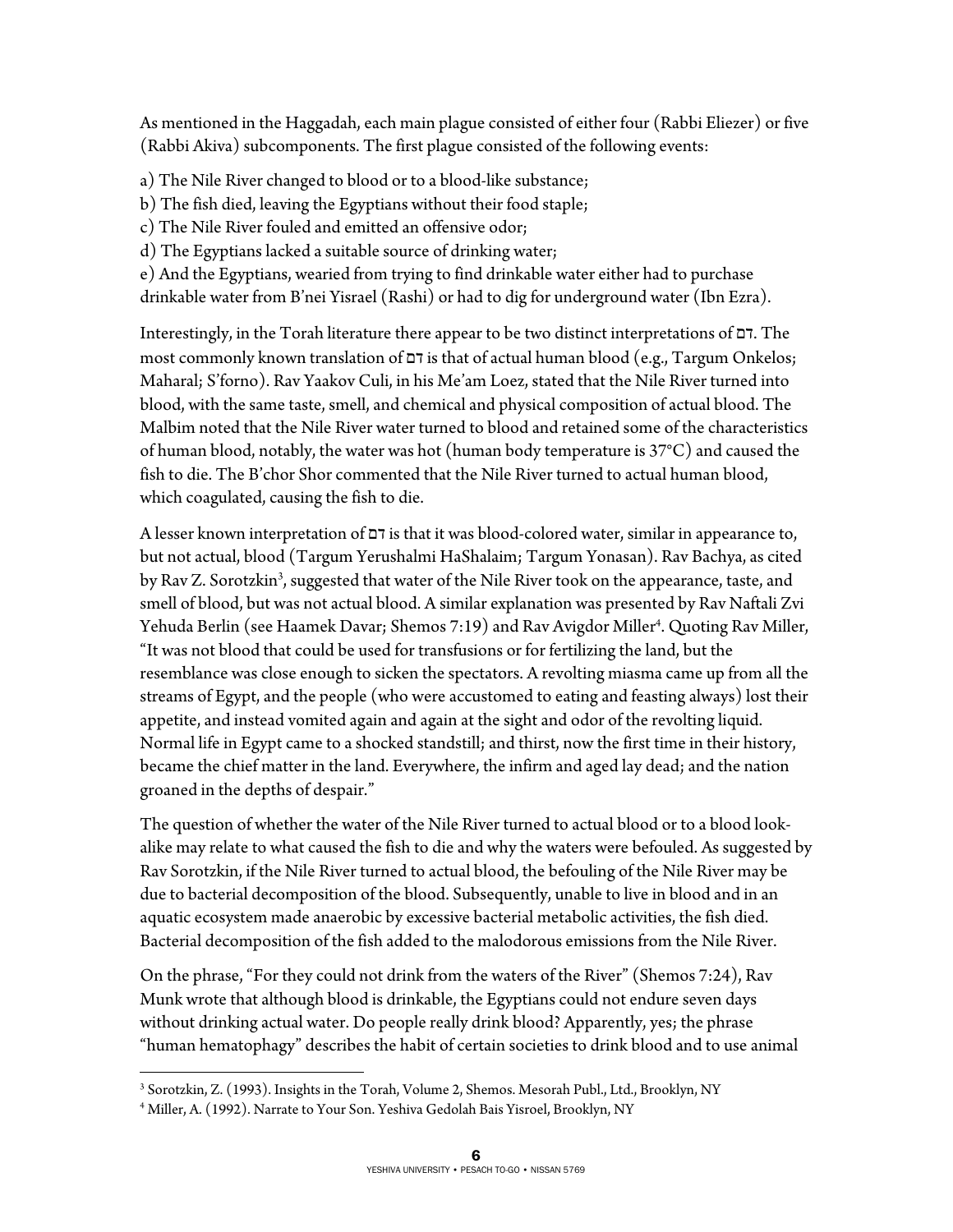As mentioned in the Haggadah, each main plague consisted of either four (Rabbi Eliezer) or five (Rabbi Akiva) subcomponents. The first plague consisted of the following events:

a) The Nile River changed to blood or to a blood-like substance;
b) The fish died, leaving the Egyptians without their food staple;
c) The Nile River fouled and emitted an offensive odor;
d) The Egyptians lacked a suitable source of drinking water;
e) And the Egyptians, wearied from trying to find drinkable water either had to purchase drinkable water from B'nei Yisrael (Rashi) or had to dig for underground water (Ibn Ezra).

Interestingly, in the Torah literature there appear to be two distinct interpretations of דם. The most commonly known translation of דם is that of actual human blood (e.g., Targum Onkelos; Maharal; S'forno). Rav Yaakov Culi, in his Me'am Loez, stated that the Nile River turned into blood, with the same taste, smell, and chemical and physical composition of actual blood. The Malbim noted that the Nile River water turned to blood and retained some of the characteristics of human blood, notably, the water was hot (human body temperature is 37°C) and caused the fish to die. The B'chor Shor commented that the Nile River turned to actual human blood, which coagulated, causing the fish to die.

A lesser known interpretation of דם is that it was blood-colored water, similar in appearance to, but not actual, blood (Targum Yerushalmi HaShalaim; Targum Yonasan). Rav Bachya, as cited by Rav Z. Sorotzkin[3], suggested that water of the Nile River took on the appearance, taste, and smell of blood, but was not actual blood. A similar explanation was presented by Rav Naftali Zvi Yehuda Berlin (see Haamek Davar; Shemos 7:19) and Rav Avigdor Miller[4]. Quoting Rav Miller, "It was not blood that could be used for transfusions or for fertilizing the land, but the resemblance was close enough to sicken the spectators. A revolting miasma came up from all the streams of Egypt, and the people (who were accustomed to eating and feasting always) lost their appetite, and instead vomited again and again at the sight and odor of the revolting liquid. Normal life in Egypt came to a shocked standstill; and thirst, now the first time in their history, became the chief matter in the land. Everywhere, the infirm and aged lay dead; and the nation groaned in the depths of despair."

The question of whether the water of the Nile River turned to actual blood or to a blood look-alike may relate to what caused the fish to die and why the waters were befouled. As suggested by Rav Sorotzkin, if the Nile River turned to actual blood, the befouling of the Nile River may be due to bacterial decomposition of the blood. Subsequently, unable to live in blood and in an aquatic ecosystem made anaerobic by excessive bacterial metabolic activities, the fish died. Bacterial decomposition of the fish added to the malodorous emissions from the Nile River.

On the phrase, "For they could not drink from the waters of the River" (Shemos 7:24), Rav Munk wrote that although blood is drinkable, the Egyptians could not endure seven days without drinking actual water. Do people really drink blood? Apparently, yes; the phrase "human hematophagy" describes the habit of certain societies to drink blood and to use animal

---

[3] Sorotzkin, Z. (1993). Insights in the Torah, Volume 2, Shemos. Mesorah Publ., Ltd., Brooklyn, NY

[4] Miller, A. (1992). Narrate to Your Son. Yeshiva Gedolah Bais Yisroel, Brooklyn, NY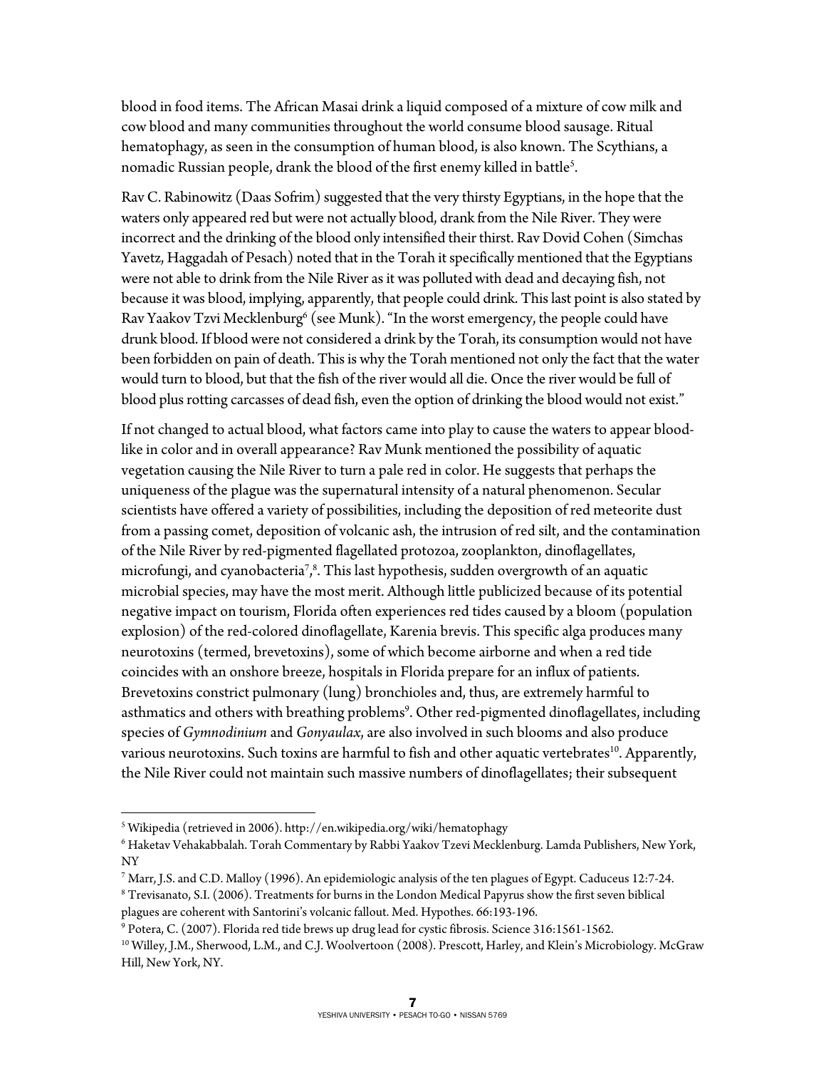blood in food items. The African Masai drink a liquid composed of a mixture of cow milk and cow blood and many communities throughout the world consume blood sausage. Ritual hematophagy, as seen in the consumption of human blood, is also known. The Scythians, a nomadic Russian people, drank the blood of the first enemy killed in battle[5].

Rav C. Rabinowitz (Daas Sofrim) suggested that the very thirsty Egyptians, in the hope that the waters only appeared red but were not actually blood, drank from the Nile River. They were incorrect and the drinking of the blood only intensified their thirst. Rav Dovid Cohen (Simchas Yavetz, Haggadah of Pesach) noted that in the Torah it specifically mentioned that the Egyptians were not able to drink from the Nile River as it was polluted with dead and decaying fish, not because it was blood, implying, apparently, that people could drink. This last point is also stated by Rav Yaakov Tzvi Mecklenburg[6] (see Munk). "In the worst emergency, the people could have drunk blood. If blood were not considered a drink by the Torah, its consumption would not have been forbidden on pain of death. This is why the Torah mentioned not only the fact that the water would turn to blood, but that the fish of the river would all die. Once the river would be full of blood plus rotting carcasses of dead fish, even the option of drinking the blood would not exist."

If not changed to actual blood, what factors came into play to cause the waters to appear blood-like in color and in overall appearance? Rav Munk mentioned the possibility of aquatic vegetation causing the Nile River to turn a pale red in color. He suggests that perhaps the uniqueness of the plague was the supernatural intensity of a natural phenomenon. Secular scientists have offered a variety of possibilities, including the deposition of red meteorite dust from a passing comet, deposition of volcanic ash, the intrusion of red silt, and the contamination of the Nile River by red-pigmented flagellated protozoa, zooplankton, dinoflagellates, microfungi, and cyanobacteria[7,8]. This last hypothesis, sudden overgrowth of an aquatic microbial species, may have the most merit. Although little publicized because of its potential negative impact on tourism, Florida often experiences red tides caused by a bloom (population explosion) of the red-colored dinoflagellate, Karenia brevis. This specific alga produces many neurotoxins (termed, brevetoxins), some of which become airborne and when a red tide coincides with an onshore breeze, hospitals in Florida prepare for an influx of patients. Brevetoxins constrict pulmonary (lung) bronchioles and, thus, are extremely harmful to asthmatics and others with breathing problems[9]. Other red-pigmented dinoflagellates, including species of *Gymnodinium* and *Gonyaulax*, are also involved in such blooms and also produce various neurotoxins. Such toxins are harmful to fish and other aquatic vertebrates[10]. Apparently, the Nile River could not maintain such massive numbers of dinoflagellates; their subsequent

---

[5] Wikipedia (retrieved in 2006). http://en.wikipedia.org/wiki/hematophagy

[6] Haketav Vehakabbalah. Torah Commentary by Rabbi Yaakov Tzevi Mecklenburg. Lamda Publishers, New York, NY

[7] Marr, J.S. and C.D. Malloy (1996). An epidemiologic analysis of the ten plagues of Egypt. Caduceus 12:7-24.

[8] Trevisanato, S.I. (2006). Treatments for burns in the London Medical Papyrus show the first seven biblical plagues are coherent with Santorini's volcanic fallout. Med. Hypothes. 66:193-196.

[9] Potera, C. (2007). Florida red tide brews up drug lead for cystic fibrosis. Science 316:1561-1562.

[10] Willey, J.M., Sherwood, L.M., and C.J. Woolvertoon (2008). Prescott, Harley, and Klein's Microbiology. McGraw Hill, New York, NY.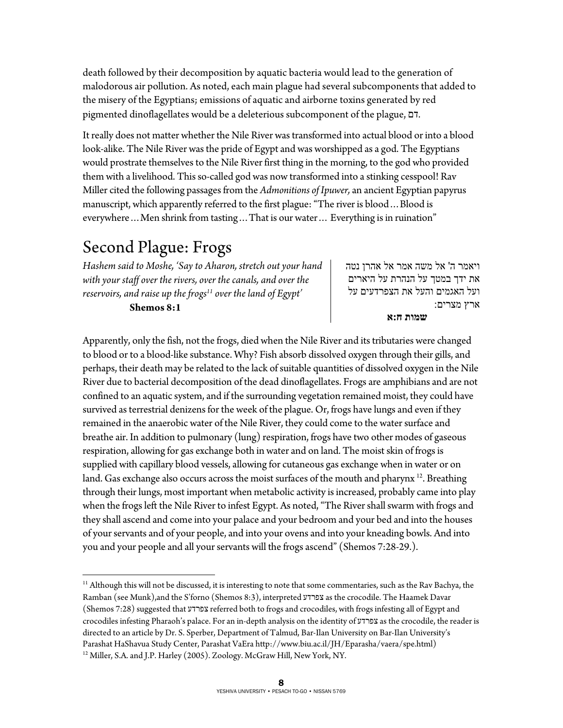death followed by their decomposition by aquatic bacteria would lead to the generation of malodorous air pollution. As noted, each main plague had several subcomponents that added to the misery of the Egyptians; emissions of aquatic and airborne toxins generated by red pigmented dinoflagellates would be a deleterious subcomponent of the plague, דם.

It really does not matter whether the Nile River was transformed into actual blood or into a blood look-alike. The Nile River was the pride of Egypt and was worshipped as a god. The Egyptians would prostrate themselves to the Nile River first thing in the morning, to the god who provided them with a livelihood. This so-called god was now transformed into a stinking cesspool! Rav Miller cited the following passages from the *Admonitions of Ipuwer,* an ancient Egyptian papyrus manuscript, which apparently referred to the first plague: "The river is blood… Blood is everywhere … Men shrink from tasting … That is our water … Everything is in ruination"

# Second Plague: Frogs

*Hashem said to Moshe, 'Say to Aharon, stretch out your hand with your staff over the rivers, over the canals, and over the reservoirs, and raise up the frogs[11] over the land of Egypt'*
**Shemos 8:1**

ויאמר ה' אל משה אמר אל אהרן נטה את ידך במטך על הנהרת על היארים ועל האגמים והעל את הצפרדעים על ארץ מצרים:
**שמות ח:א**

Apparently, only the fish, not the frogs, died when the Nile River and its tributaries were changed to blood or to a blood-like substance. Why? Fish absorb dissolved oxygen through their gills, and perhaps, their death may be related to the lack of suitable quantities of dissolved oxygen in the Nile River due to bacterial decomposition of the dead dinoflagellates. Frogs are amphibians and are not confined to an aquatic system, and if the surrounding vegetation remained moist, they could have survived as terrestrial denizens for the week of the plague. Or, frogs have lungs and even if they remained in the anaerobic water of the Nile River, they could come to the water surface and breathe air. In addition to pulmonary (lung) respiration, frogs have two other modes of gaseous respiration, allowing for gas exchange both in water and on land. The moist skin of frogs is supplied with capillary blood vessels, allowing for cutaneous gas exchange when in water or on land. Gas exchange also occurs across the moist surfaces of the mouth and pharynx [12]. Breathing through their lungs, most important when metabolic activity is increased, probably came into play when the frogs left the Nile River to infest Egypt. As noted, "The River shall swarm with frogs and they shall ascend and come into your palace and your bedroom and your bed and into the houses of your servants and of your people, and into your ovens and into your kneading bowls. And into you and your people and all your servants will the frogs ascend" (Shemos 7:28-29.).

---

[11] Although this will not be discussed, it is interesting to note that some commentaries, such as the Rav Bachya, the Ramban (see Munk),and the S'forno (Shemos 8:3), interpreted צפרדע as the crocodile. The Haamek Davar (Shemos 7:28) suggested that צפרדע referred both to frogs and crocodiles, with frogs infesting all of Egypt and crocodiles infesting Pharaoh's palace. For an in-depth analysis on the identity of צפרדע as the crocodile, the reader is directed to an article by Dr. S. Sperber, Department of Talmud, Bar-Ilan University on Bar-Ilan University's Parashat HaShavua Study Center, Parashat VaEra http://www.biu.ac.il/JH/Eparasha/vaera/spe.html)

[12] Miller, S.A. and J.P. Harley (2005). Zoology. McGraw Hill, New York, NY.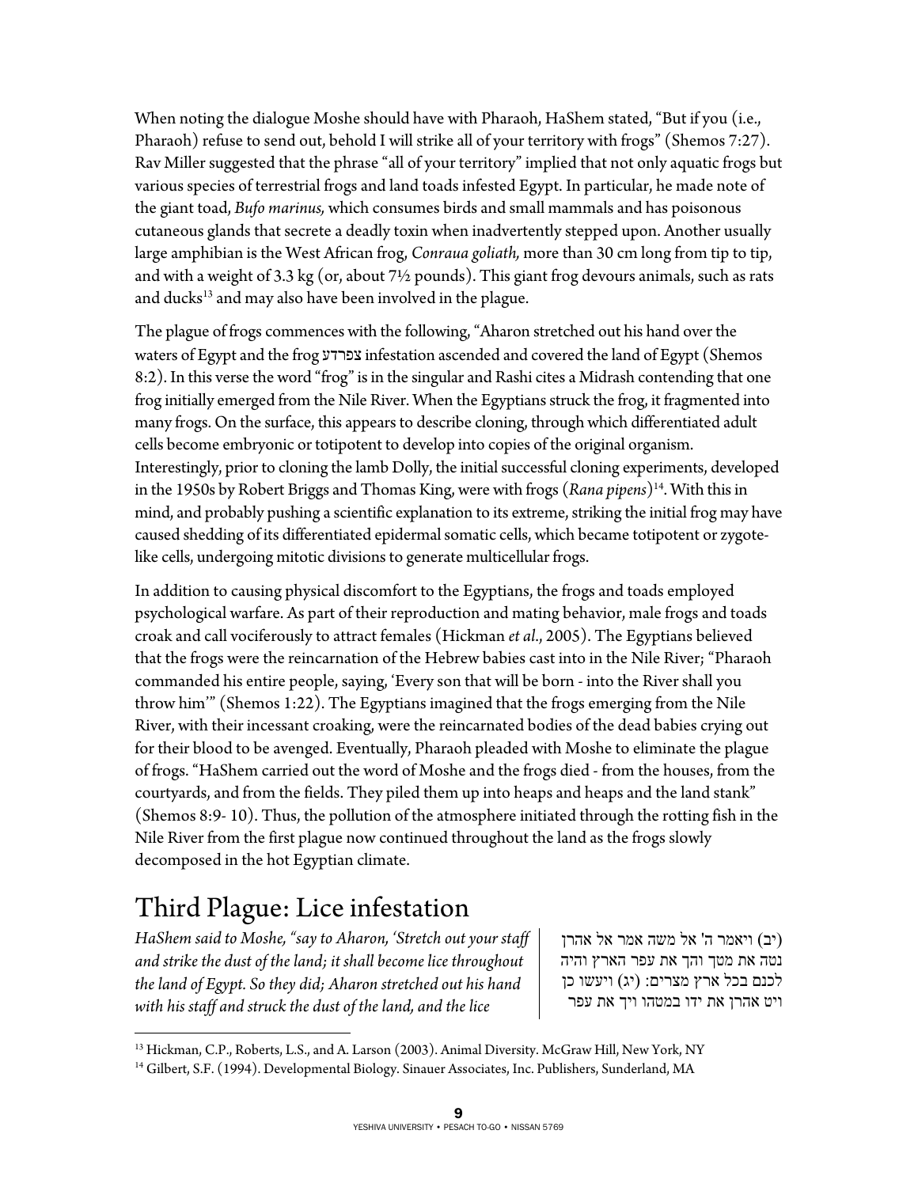When noting the dialogue Moshe should have with Pharaoh, HaShem stated, "But if you (i.e., Pharaoh) refuse to send out, behold I will strike all of your territory with frogs" (Shemos 7:27). Rav Miller suggested that the phrase "all of your territory" implied that not only aquatic frogs but various species of terrestrial frogs and land toads infested Egypt. In particular, he made note of the giant toad, *Bufo marinus,* which consumes birds and small mammals and has poisonous cutaneous glands that secrete a deadly toxin when inadvertently stepped upon. Another usually large amphibian is the West African frog, *Conraua goliath,* more than 30 cm long from tip to tip, and with a weight of 3.3 kg (or, about 7½ pounds). This giant frog devours animals, such as rats and ducks[13] and may also have been involved in the plague.

The plague of frogs commences with the following, "Aharon stretched out his hand over the waters of Egypt and the frog צפרדע infestation ascended and covered the land of Egypt (Shemos 8:2). In this verse the word "frog" is in the singular and Rashi cites a Midrash contending that one frog initially emerged from the Nile River. When the Egyptians struck the frog, it fragmented into many frogs. On the surface, this appears to describe cloning, through which differentiated adult cells become embryonic or totipotent to develop into copies of the original organism. Interestingly, prior to cloning the lamb Dolly, the initial successful cloning experiments, developed in the 1950s by Robert Briggs and Thomas King, were with frogs (*Rana pipens*)[14]. With this in mind, and probably pushing a scientific explanation to its extreme, striking the initial frog may have caused shedding of its differentiated epidermal somatic cells, which became totipotent or zygote-like cells, undergoing mitotic divisions to generate multicellular frogs.

In addition to causing physical discomfort to the Egyptians, the frogs and toads employed psychological warfare. As part of their reproduction and mating behavior, male frogs and toads croak and call vociferously to attract females (Hickman *et al*., 2005). The Egyptians believed that the frogs were the reincarnation of the Hebrew babies cast into in the Nile River; "Pharaoh commanded his entire people, saying, 'Every son that will be born - into the River shall you throw him'" (Shemos 1:22). The Egyptians imagined that the frogs emerging from the Nile River, with their incessant croaking, were the reincarnated bodies of the dead babies crying out for their blood to be avenged. Eventually, Pharaoh pleaded with Moshe to eliminate the plague of frogs. "HaShem carried out the word of Moshe and the frogs died - from the houses, from the courtyards, and from the fields. They piled them up into heaps and heaps and the land stank" (Shemos 8:9- 10). Thus, the pollution of the atmosphere initiated through the rotting fish in the Nile River from the first plague now continued throughout the land as the frogs slowly decomposed in the hot Egyptian climate.

# Third Plague: Lice infestation

*HaShem said to Moshe, "say to Aharon, 'Stretch out your staff and strike the dust of the land; it shall become lice throughout the land of Egypt. So they did; Aharon stretched out his hand with his staff and struck the dust of the land, and the lice*

(יב) ויאמר ה' אל משה אמר אל אהרן נטה את מטך והך את עפר הארץ והיה לכנם בכל ארץ מצרים: (יג) ויעשו כן ויט אהרן את ידו במטהו ויך את עפר

[13] Hickman, C.P., Roberts, L.S., and A. Larson (2003). Animal Diversity. McGraw Hill, New York, NY

[14] Gilbert, S.F. (1994). Developmental Biology. Sinauer Associates, Inc. Publishers, Sunderland, MA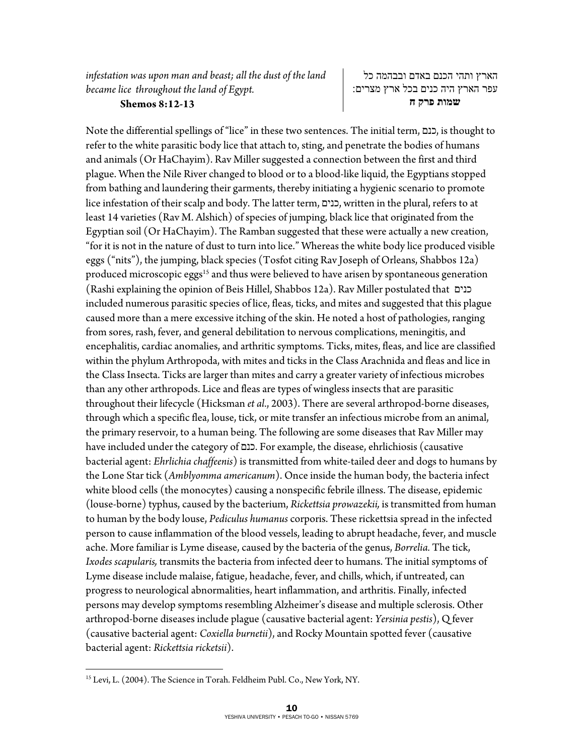*infestation was upon man and beast; all the dust of the land became lice throughout the land of Egypt.*

**Shemos 8:12-13**

הארץ ותהי הכנם באדם ובבהמה כל עפר הארץ היה כנים בכל ארץ מצרים:

**שמות פרק ח**

Note the differential spellings of "lice" in these two sentences. The initial term, כנם, is thought to refer to the white parasitic body lice that attach to, sting, and penetrate the bodies of humans and animals (Or HaChayim). Rav Miller suggested a connection between the first and third plague. When the Nile River changed to blood or to a blood-like liquid, the Egyptians stopped from bathing and laundering their garments, thereby initiating a hygienic scenario to promote lice infestation of their scalp and body. The latter term, כנים, written in the plural, refers to at least 14 varieties (Rav M. Alshich) of species of jumping, black lice that originated from the Egyptian soil (Or HaChayim). The Ramban suggested that these were actually a new creation, "for it is not in the nature of dust to turn into lice." Whereas the white body lice produced visible eggs ("nits"), the jumping, black species (Tosfot citing Rav Joseph of Orleans, Shabbos 12a) produced microscopic eggs[15] and thus were believed to have arisen by spontaneous generation (Rashi explaining the opinion of Beis Hillel, Shabbos 12a). Rav Miller postulated that כנים included numerous parasitic species of lice, fleas, ticks, and mites and suggested that this plague caused more than a mere excessive itching of the skin. He noted a host of pathologies, ranging from sores, rash, fever, and general debilitation to nervous complications, meningitis, and encephalitis, cardiac anomalies, and arthritic symptoms. Ticks, mites, fleas, and lice are classified within the phylum Arthropoda, with mites and ticks in the Class Arachnida and fleas and lice in the Class Insecta. Ticks are larger than mites and carry a greater variety of infectious microbes than any other arthropods. Lice and fleas are types of wingless insects that are parasitic throughout their lifecycle (Hicksman *et al*., 2003). There are several arthropod-borne diseases, through which a specific flea, louse, tick, or mite transfer an infectious microbe from an animal, the primary reservoir, to a human being. The following are some diseases that Rav Miller may have included under the category of כנם. For example, the disease, ehrlichiosis (causative bacterial agent: *Ehrlichia chaffeenis*) is transmitted from white-tailed deer and dogs to humans by the Lone Star tick (*Amblyomma americanum*). Once inside the human body, the bacteria infect white blood cells (the monocytes) causing a nonspecific febrile illness. The disease, epidemic (louse-borne) typhus, caused by the bacterium, *Rickettsia prowazekii,* is transmitted from human to human by the body louse, *Pediculus humanus* corporis. These rickettsia spread in the infected person to cause inflammation of the blood vessels, leading to abrupt headache, fever, and muscle ache. More familiar is Lyme disease, caused by the bacteria of the genus, *Borrelia.* The tick, *Ixodes scapularis,* transmits the bacteria from infected deer to humans. The initial symptoms of Lyme disease include malaise, fatigue, headache, fever, and chills, which, if untreated, can progress to neurological abnormalities, heart inflammation, and arthritis. Finally, infected persons may develop symptoms resembling Alzheimer's disease and multiple sclerosis. Other arthropod-borne diseases include plague (causative bacterial agent: *Yersinia pestis*), Q fever (causative bacterial agent: *Coxiella burnetii*), and Rocky Mountain spotted fever (causative bacterial agent: *Rickettsia ricketsii*).

---

[15] Levi, L. (2004). The Science in Torah. Feldheim Publ. Co., New York, NY.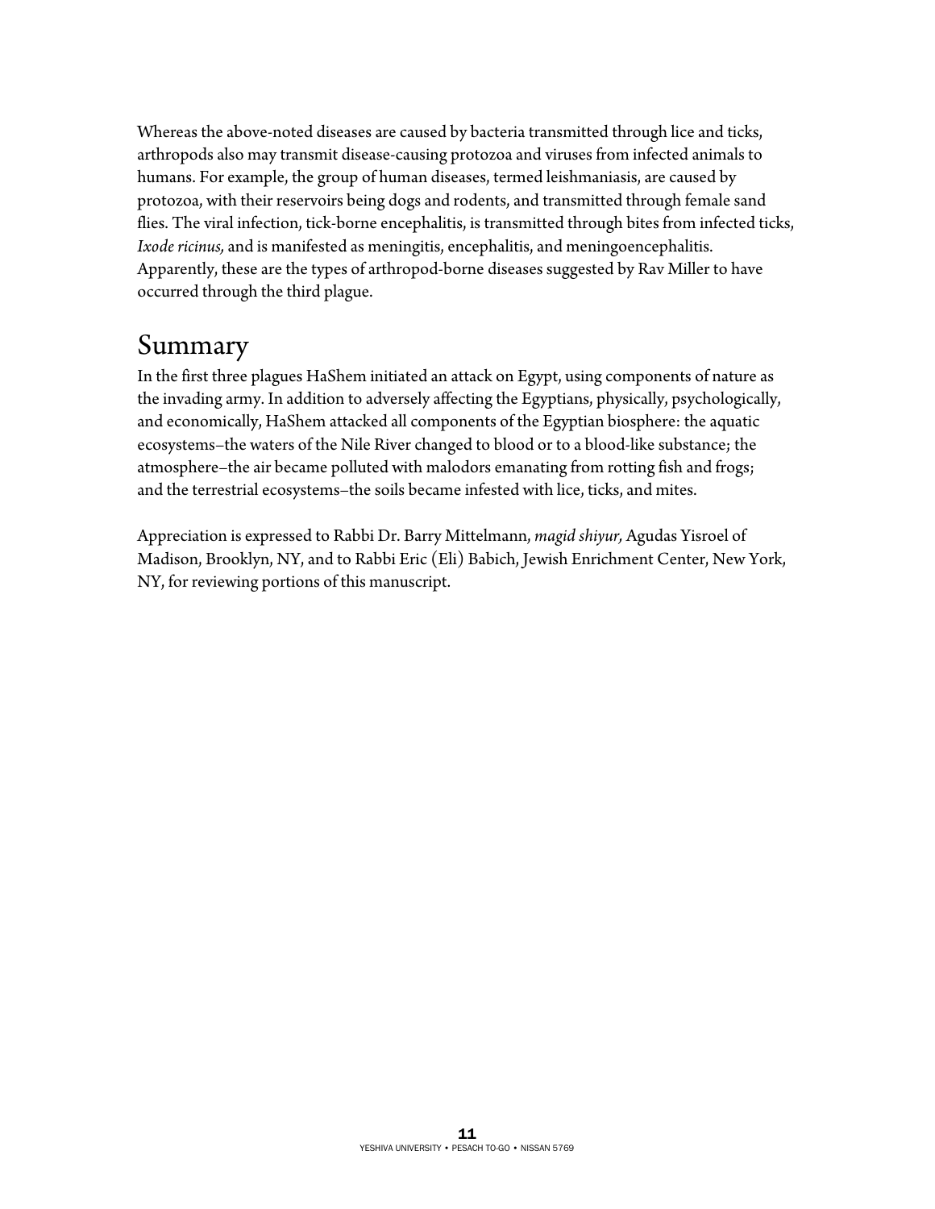Whereas the above-noted diseases are caused by bacteria transmitted through lice and ticks, arthropods also may transmit disease-causing protozoa and viruses from infected animals to humans. For example, the group of human diseases, termed leishmaniasis, are caused by protozoa, with their reservoirs being dogs and rodents, and transmitted through female sand flies. The viral infection, tick-borne encephalitis, is transmitted through bites from infected ticks, *Ixode ricinus,* and is manifested as meningitis, encephalitis, and meningoencephalitis. Apparently, these are the types of arthropod-borne diseases suggested by Rav Miller to have occurred through the third plague.

## Summary

In the first three plagues HaShem initiated an attack on Egypt, using components of nature as the invading army. In addition to adversely affecting the Egyptians, physically, psychologically, and economically, HaShem attacked all components of the Egyptian biosphere: the aquatic ecosystems–the waters of the Nile River changed to blood or to a blood-like substance; the atmosphere–the air became polluted with malodors emanating from rotting fish and frogs; and the terrestrial ecosystems–the soils became infested with lice, ticks, and mites.

Appreciation is expressed to Rabbi Dr. Barry Mittelmann, *magid shiyur,* Agudas Yisroel of Madison, Brooklyn, NY, and to Rabbi Eric (Eli) Babich, Jewish Enrichment Center, New York, NY, for reviewing portions of this manuscript.